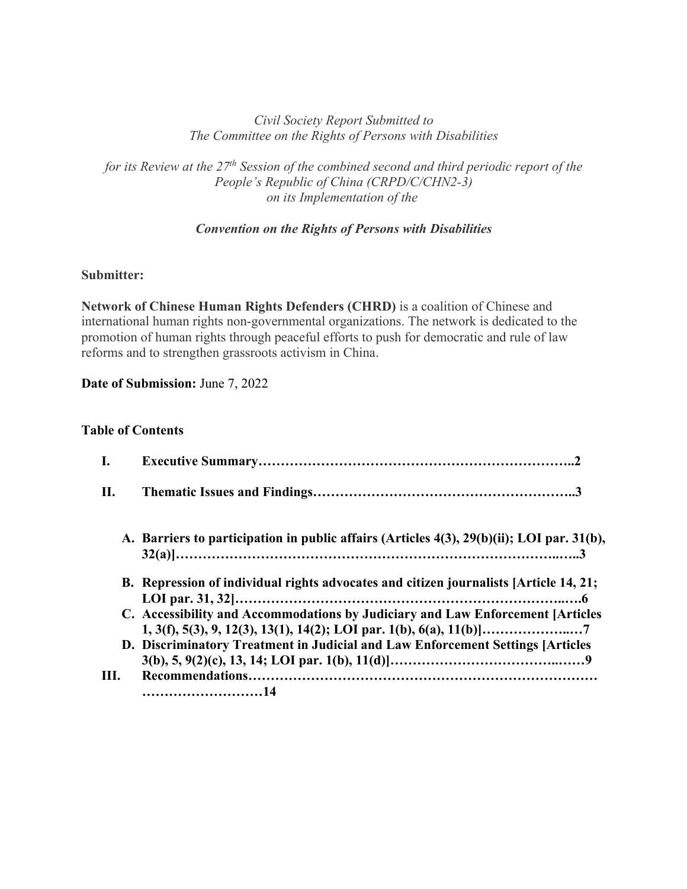*Civil Society Report Submitted to*
*The Committee on the Rights of Persons with Disabilities*

*for its Review at the 27th Session of the combined second and third periodic report of the People's Republic of China (CRPD/C/CHN2-3)*
*on its Implementation of the*

***Convention on the Rights of Persons with Disabilities***

**Submitter:**

**Network of Chinese Human Rights Defenders (CHRD)** is a coalition of Chinese and international human rights non-governmental organizations. The network is dedicated to the promotion of human rights through peaceful efforts to push for democratic and rule of law reforms and to strengthen grassroots activism in China.

**Date of Submission:** June 7, 2022

**Table of Contents**

**I. Executive Summary…………………………………………………………..2**

**II. Thematic Issues and Findings………………………………………………..3**

- **A. Barriers to participation in public affairs (Articles 4(3), 29(b)(ii); LOI par. 31(b), 32(a)]……………………………………………………………………..…..3**
- **B. Repression of individual rights advocates and citizen journalists [Article 14, 21; LOI par. 31, 32]………………………………………………………………..….6**
- **C. Accessibility and Accommodations by Judiciary and Law Enforcement [Articles 1, 3(f), 5(3), 9, 12(3), 13(1), 14(2); LOI par. 1(b), 6(a), 11(b)]………………..…7**
- **D. Discriminatory Treatment in Judicial and Law Enforcement Settings [Articles 3(b), 5, 9(2)(c), 13, 14; LOI par. 1(b), 11(d)]……………………………..……9**

**III. Recommendations…………………………………………………………………………………14**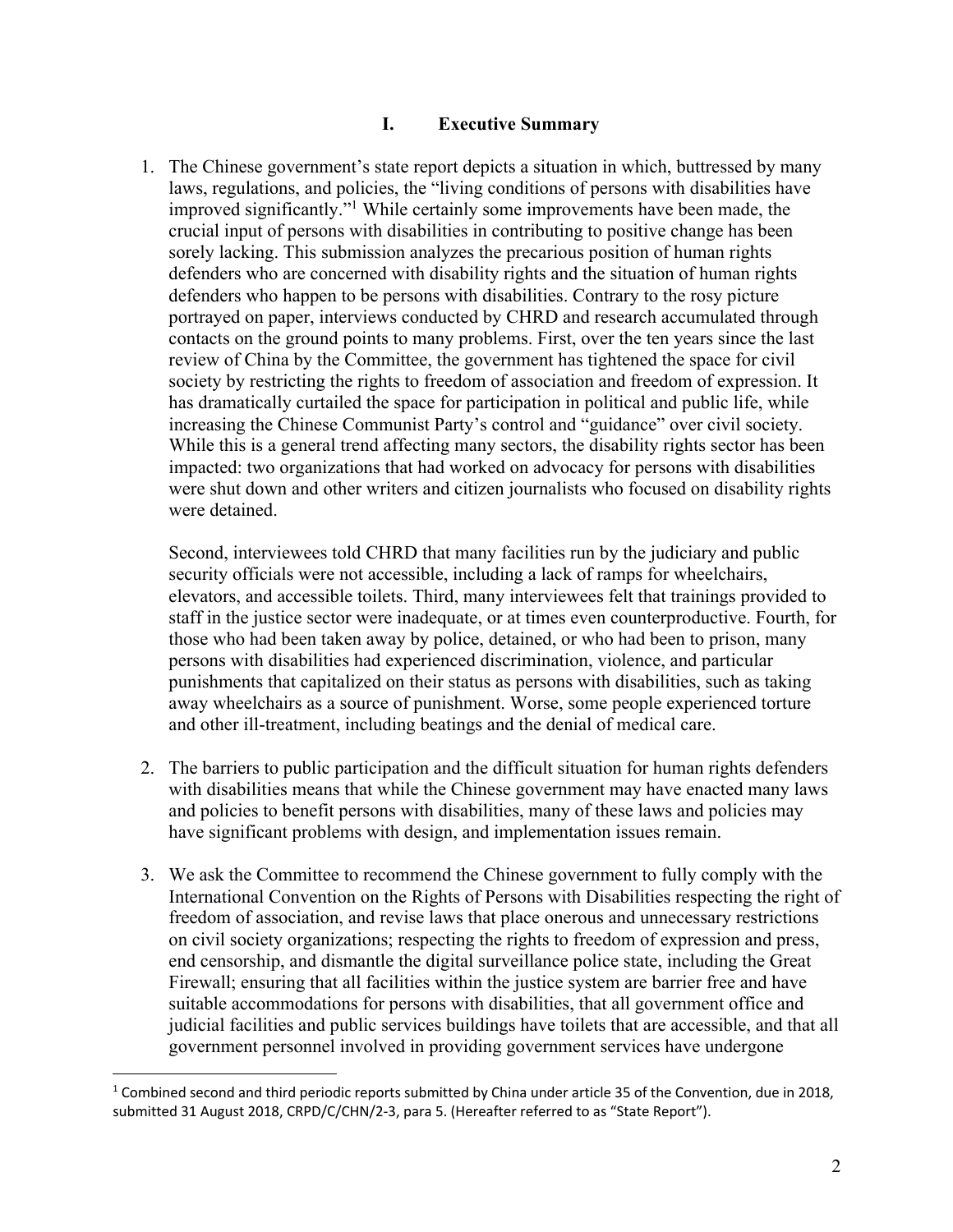## I. Executive Summary

1. The Chinese government's state report depicts a situation in which, buttressed by many laws, regulations, and policies, the "living conditions of persons with disabilities have improved significantly."[1] While certainly some improvements have been made, the crucial input of persons with disabilities in contributing to positive change has been sorely lacking. This submission analyzes the precarious position of human rights defenders who are concerned with disability rights and the situation of human rights defenders who happen to be persons with disabilities. Contrary to the rosy picture portrayed on paper, interviews conducted by CHRD and research accumulated through contacts on the ground points to many problems. First, over the ten years since the last review of China by the Committee, the government has tightened the space for civil society by restricting the rights to freedom of association and freedom of expression. It has dramatically curtailed the space for participation in political and public life, while increasing the Chinese Communist Party's control and "guidance" over civil society. While this is a general trend affecting many sectors, the disability rights sector has been impacted: two organizations that had worked on advocacy for persons with disabilities were shut down and other writers and citizen journalists who focused on disability rights were detained.

   Second, interviewees told CHRD that many facilities run by the judiciary and public security officials were not accessible, including a lack of ramps for wheelchairs, elevators, and accessible toilets. Third, many interviewees felt that trainings provided to staff in the justice sector were inadequate, or at times even counterproductive. Fourth, for those who had been taken away by police, detained, or who had been to prison, many persons with disabilities had experienced discrimination, violence, and particular punishments that capitalized on their status as persons with disabilities, such as taking away wheelchairs as a source of punishment. Worse, some people experienced torture and other ill-treatment, including beatings and the denial of medical care.

2. The barriers to public participation and the difficult situation for human rights defenders with disabilities means that while the Chinese government may have enacted many laws and policies to benefit persons with disabilities, many of these laws and policies may have significant problems with design, and implementation issues remain.

3. We ask the Committee to recommend the Chinese government to fully comply with the International Convention on the Rights of Persons with Disabilities respecting the right of freedom of association, and revise laws that place onerous and unnecessary restrictions on civil society organizations; respecting the rights to freedom of expression and press, end censorship, and dismantle the digital surveillance police state, including the Great Firewall; ensuring that all facilities within the justice system are barrier free and have suitable accommodations for persons with disabilities, that all government office and judicial facilities and public services buildings have toilets that are accessible, and that all government personnel involved in providing government services have undergone

---

[1] Combined second and third periodic reports submitted by China under article 35 of the Convention, due in 2018, submitted 31 August 2018, CRPD/C/CHN/2-3, para 5. (Hereafter referred to as "State Report").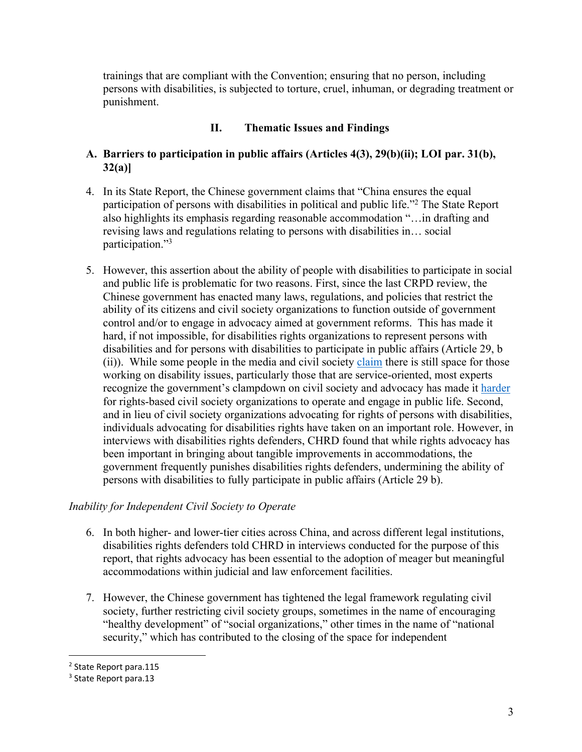trainings that are compliant with the Convention; ensuring that no person, including persons with disabilities, is subjected to torture, cruel, inhuman, or degrading treatment or punishment.

## II. Thematic Issues and Findings

### A. Barriers to participation in public affairs (Articles 4(3), 29(b)(ii); LOI par. 31(b), 32(a)]

4. In its State Report, the Chinese government claims that "China ensures the equal participation of persons with disabilities in political and public life."[2] The State Report also highlights its emphasis regarding reasonable accommodation "…in drafting and revising laws and regulations relating to persons with disabilities in… social participation."[3]

5. However, this assertion about the ability of people with disabilities to participate in social and public life is problematic for two reasons. First, since the last CRPD review, the Chinese government has enacted many laws, regulations, and policies that restrict the ability of its citizens and civil society organizations to function outside of government control and/or to engage in advocacy aimed at government reforms. This has made it hard, if not impossible, for disabilities rights organizations to represent persons with disabilities and for persons with disabilities to participate in public affairs (Article 29, b (ii)). While some people in the media and civil society claim there is still space for those working on disability issues, particularly those that are service-oriented, most experts recognize the government's clampdown on civil society and advocacy has made it harder for rights-based civil society organizations to operate and engage in public life. Second, and in lieu of civil society organizations advocating for rights of persons with disabilities, individuals advocating for disabilities rights have taken on an important role. However, in interviews with disabilities rights defenders, CHRD found that while rights advocacy has been important in bringing about tangible improvements in accommodations, the government frequently punishes disabilities rights defenders, undermining the ability of persons with disabilities to fully participate in public affairs (Article 29 b).

*Inability for Independent Civil Society to Operate*

6. In both higher- and lower-tier cities across China, and across different legal institutions, disabilities rights defenders told CHRD in interviews conducted for the purpose of this report, that rights advocacy has been essential to the adoption of meager but meaningful accommodations within judicial and law enforcement facilities.

7. However, the Chinese government has tightened the legal framework regulating civil society, further restricting civil society groups, sometimes in the name of encouraging "healthy development" of "social organizations," other times in the name of "national security," which has contributed to the closing of the space for independent

---

[2] State Report para.115

[3] State Report para.13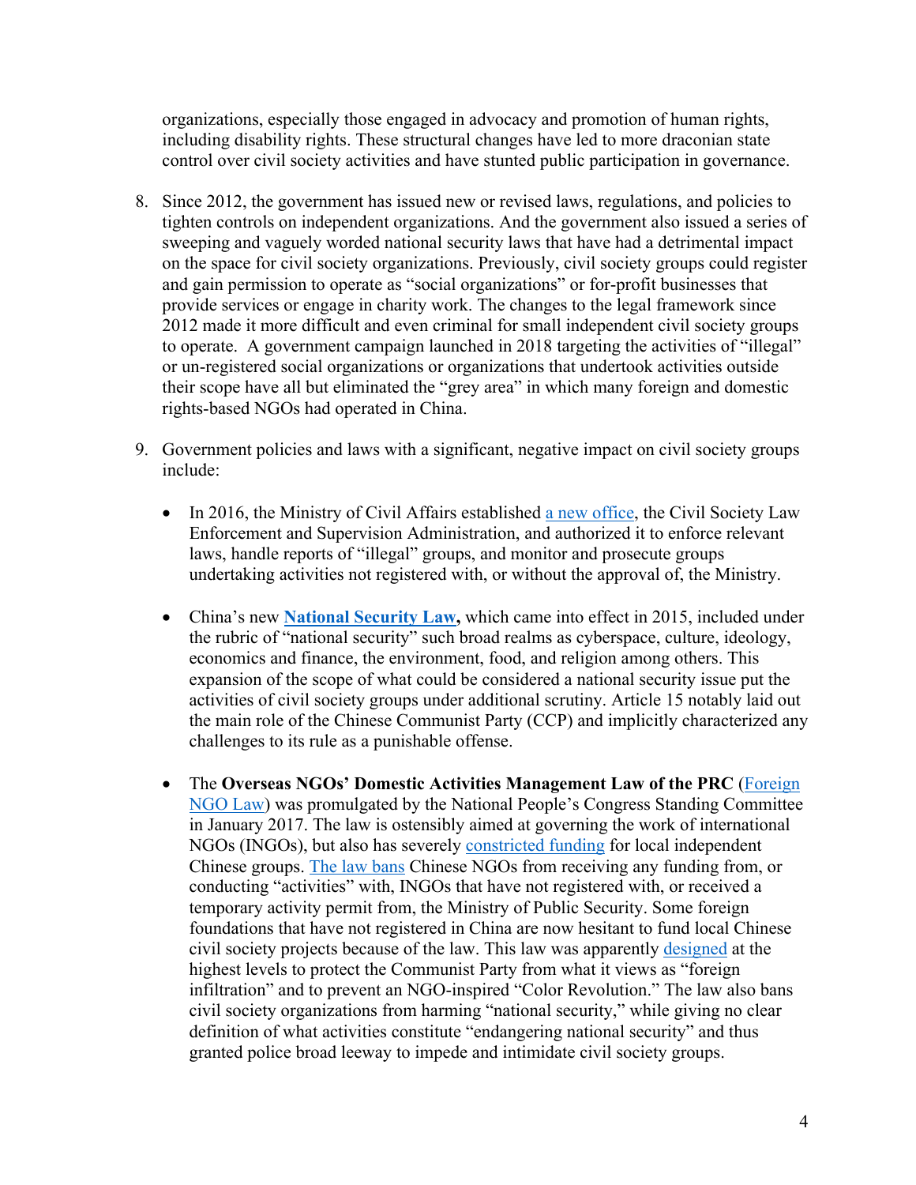organizations, especially those engaged in advocacy and promotion of human rights, including disability rights. These structural changes have led to more draconian state control over civil society activities and have stunted public participation in governance.

8. Since 2012, the government has issued new or revised laws, regulations, and policies to tighten controls on independent organizations. And the government also issued a series of sweeping and vaguely worded national security laws that have had a detrimental impact on the space for civil society organizations. Previously, civil society groups could register and gain permission to operate as "social organizations" or for-profit businesses that provide services or engage in charity work. The changes to the legal framework since 2012 made it more difficult and even criminal for small independent civil society groups to operate. A government campaign launched in 2018 targeting the activities of "illegal" or un-registered social organizations or organizations that undertook activities outside their scope have all but eliminated the "grey area" in which many foreign and domestic rights-based NGOs had operated in China.

9. Government policies and laws with a significant, negative impact on civil society groups include:

   - In 2016, the Ministry of Civil Affairs established a new office, the Civil Society Law Enforcement and Supervision Administration, and authorized it to enforce relevant laws, handle reports of "illegal" groups, and monitor and prosecute groups undertaking activities not registered with, or without the approval of, the Ministry.

   - China's new **National Security Law,** which came into effect in 2015, included under the rubric of "national security" such broad realms as cyberspace, culture, ideology, economics and finance, the environment, food, and religion among others. This expansion of the scope of what could be considered a national security issue put the activities of civil society groups under additional scrutiny. Article 15 notably laid out the main role of the Chinese Communist Party (CCP) and implicitly characterized any challenges to its rule as a punishable offense.

   - The **Overseas NGOs' Domestic Activities Management Law of the PRC** (Foreign NGO Law) was promulgated by the National People's Congress Standing Committee in January 2017. The law is ostensibly aimed at governing the work of international NGOs (INGOs), but also has severely constricted funding for local independent Chinese groups. The law bans Chinese NGOs from receiving any funding from, or conducting "activities" with, INGOs that have not registered with, or received a temporary activity permit from, the Ministry of Public Security. Some foreign foundations that have not registered in China are now hesitant to fund local Chinese civil society projects because of the law. This law was apparently designed at the highest levels to protect the Communist Party from what it views as "foreign infiltration" and to prevent an NGO-inspired "Color Revolution." The law also bans civil society organizations from harming "national security," while giving no clear definition of what activities constitute "endangering national security" and thus granted police broad leeway to impede and intimidate civil society groups.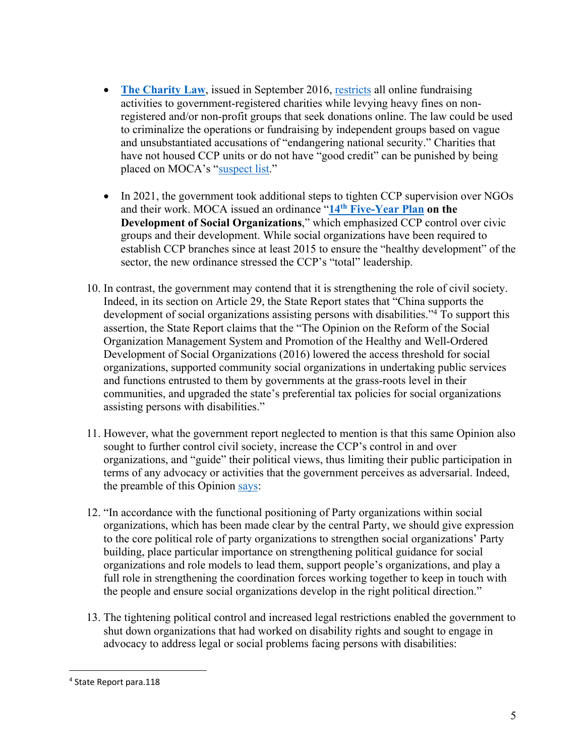- **The Charity Law**, issued in September 2016, restricts all online fundraising activities to government-registered charities while levying heavy fines on non-registered and/or non-profit groups that seek donations online. The law could be used to criminalize the operations or fundraising by independent groups based on vague and unsubstantiated accusations of "endangering national security." Charities that have not housed CCP units or do not have "good credit" can be punished by being placed on MOCA's "suspect list."

- In 2021, the government took additional steps to tighten CCP supervision over NGOs and their work. MOCA issued an ordinance "**14th Five-Year Plan on the Development of Social Organizations**," which emphasized CCP control over civic groups and their development. While social organizations have been required to establish CCP branches since at least 2015 to ensure the "healthy development" of the sector, the new ordinance stressed the CCP's "total" leadership.

10. In contrast, the government may contend that it is strengthening the role of civil society. Indeed, in its section on Article 29, the State Report states that "China supports the development of social organizations assisting persons with disabilities."[4] To support this assertion, the State Report claims that the "The Opinion on the Reform of the Social Organization Management System and Promotion of the Healthy and Well-Ordered Development of Social Organizations (2016) lowered the access threshold for social organizations, supported community social organizations in undertaking public services and functions entrusted to them by governments at the grass-roots level in their communities, and upgraded the state's preferential tax policies for social organizations assisting persons with disabilities."

11. However, what the government report neglected to mention is that this same Opinion also sought to further control civil society, increase the CCP's control in and over organizations, and "guide" their political views, thus limiting their public participation in terms of any advocacy or activities that the government perceives as adversarial. Indeed, the preamble of this Opinion says:

12. "In accordance with the functional positioning of Party organizations within social organizations, which has been made clear by the central Party, we should give expression to the core political role of party organizations to strengthen social organizations' Party building, place particular importance on strengthening political guidance for social organizations and role models to lead them, support people's organizations, and play a full role in strengthening the coordination forces working together to keep in touch with the people and ensure social organizations develop in the right political direction."

13. The tightening political control and increased legal restrictions enabled the government to shut down organizations that had worked on disability rights and sought to engage in advocacy to address legal or social problems facing persons with disabilities:

---

[4] State Report para.118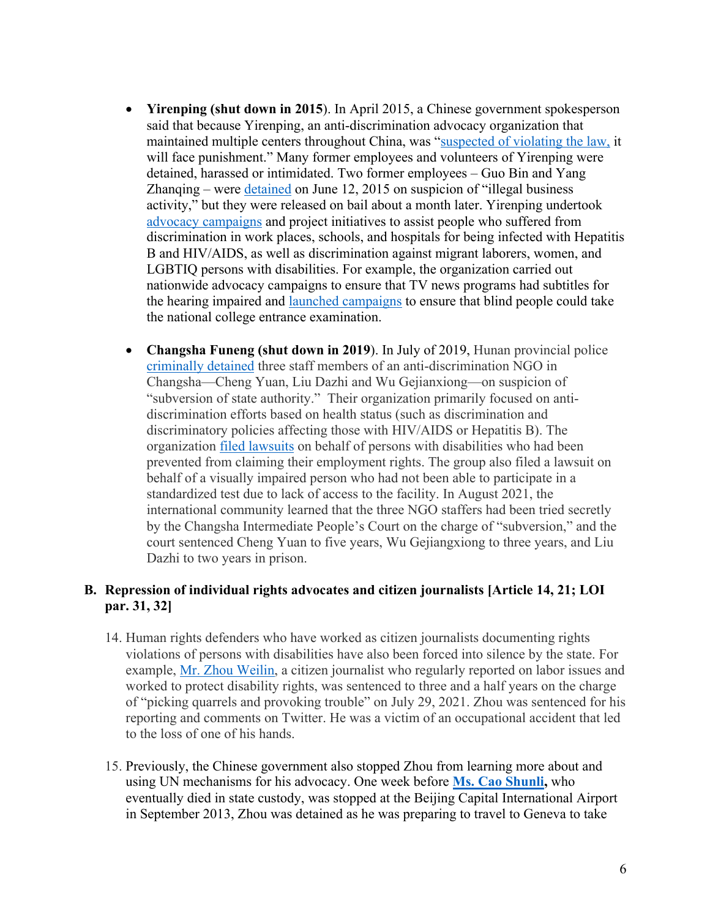- **Yirenping (shut down in 2015)**. In April 2015, a Chinese government spokesperson said that because Yirenping, an anti-discrimination advocacy organization that maintained multiple centers throughout China, was "suspected of violating the law, it will face punishment." Many former employees and volunteers of Yirenping were detained, harassed or intimidated. Two former employees – Guo Bin and Yang Zhanqing – were detained on June 12, 2015 on suspicion of "illegal business activity," but they were released on bail about a month later. Yirenping undertook advocacy campaigns and project initiatives to assist people who suffered from discrimination in work places, schools, and hospitals for being infected with Hepatitis B and HIV/AIDS, as well as discrimination against migrant laborers, women, and LGBTIQ persons with disabilities. For example, the organization carried out nationwide advocacy campaigns to ensure that TV news programs had subtitles for the hearing impaired and launched campaigns to ensure that blind people could take the national college entrance examination.

- **Changsha Funeng (shut down in 2019)**. In July of 2019, Hunan provincial police criminally detained three staff members of an anti-discrimination NGO in Changsha—Cheng Yuan, Liu Dazhi and Wu Gejianxiong—on suspicion of "subversion of state authority." Their organization primarily focused on anti-discrimination efforts based on health status (such as discrimination and discriminatory policies affecting those with HIV/AIDS or Hepatitis B). The organization filed lawsuits on behalf of persons with disabilities who had been prevented from claiming their employment rights. The group also filed a lawsuit on behalf of a visually impaired person who had not been able to participate in a standardized test due to lack of access to the facility. In August 2021, the international community learned that the three NGO staffers had been tried secretly by the Changsha Intermediate People's Court on the charge of "subversion," and the court sentenced Cheng Yuan to five years, Wu Gejiangxiong to three years, and Liu Dazhi to two years in prison.

## B. Repression of individual rights advocates and citizen journalists [Article 14, 21; LOI par. 31, 32]

14. Human rights defenders who have worked as citizen journalists documenting rights violations of persons with disabilities have also been forced into silence by the state. For example, Mr. Zhou Weilin, a citizen journalist who regularly reported on labor issues and worked to protect disability rights, was sentenced to three and a half years on the charge of "picking quarrels and provoking trouble" on July 29, 2021. Zhou was sentenced for his reporting and comments on Twitter. He was a victim of an occupational accident that led to the loss of one of his hands.

15. Previously, the Chinese government also stopped Zhou from learning more about and using UN mechanisms for his advocacy. One week before **Ms. Cao Shunli**, who eventually died in state custody, was stopped at the Beijing Capital International Airport in September 2013, Zhou was detained as he was preparing to travel to Geneva to take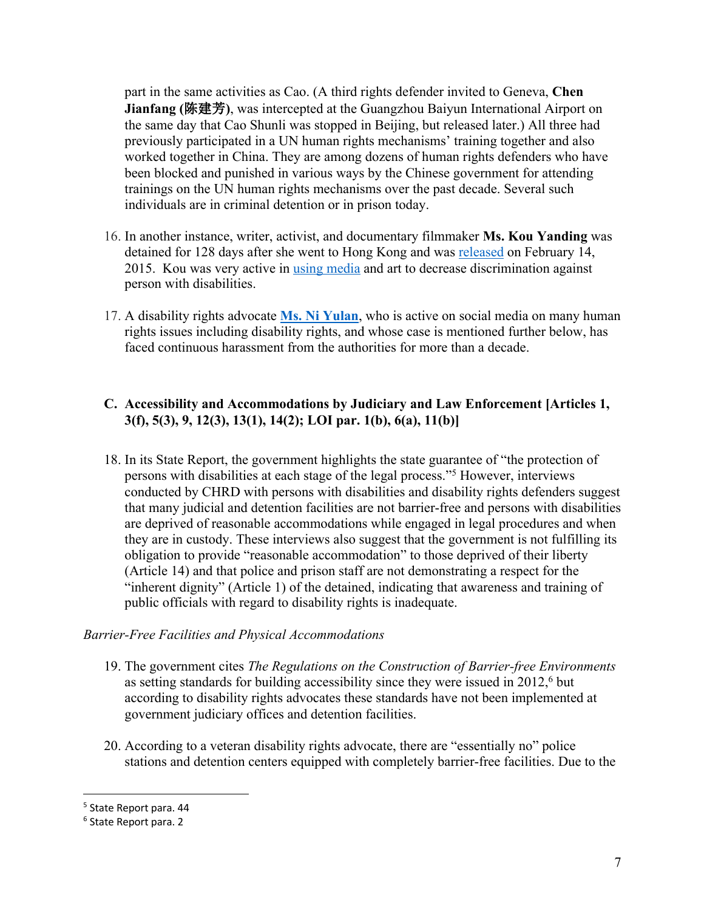part in the same activities as Cao. (A third rights defender invited to Geneva, **Chen Jianfang (陈建芳)**, was intercepted at the Guangzhou Baiyun International Airport on the same day that Cao Shunli was stopped in Beijing, but released later.) All three had previously participated in a UN human rights mechanisms' training together and also worked together in China. They are among dozens of human rights defenders who have been blocked and punished in various ways by the Chinese government for attending trainings on the UN human rights mechanisms over the past decade. Several such individuals are in criminal detention or in prison today.

16. In another instance, writer, activist, and documentary filmmaker **Ms. Kou Yanding** was detained for 128 days after she went to Hong Kong and was released on February 14, 2015. Kou was very active in using media and art to decrease discrimination against person with disabilities.

17. A disability rights advocate **Ms. Ni Yulan**, who is active on social media on many human rights issues including disability rights, and whose case is mentioned further below, has faced continuous harassment from the authorities for more than a decade.

## C. Accessibility and Accommodations by Judiciary and Law Enforcement [Articles 1, 3(f), 5(3), 9, 12(3), 13(1), 14(2); LOI par. 1(b), 6(a), 11(b)]

18. In its State Report, the government highlights the state guarantee of "the protection of persons with disabilities at each stage of the legal process."[5] However, interviews conducted by CHRD with persons with disabilities and disability rights defenders suggest that many judicial and detention facilities are not barrier-free and persons with disabilities are deprived of reasonable accommodations while engaged in legal procedures and when they are in custody. These interviews also suggest that the government is not fulfilling its obligation to provide "reasonable accommodation" to those deprived of their liberty (Article 14) and that police and prison staff are not demonstrating a respect for the "inherent dignity" (Article 1) of the detained, indicating that awareness and training of public officials with regard to disability rights is inadequate.

*Barrier-Free Facilities and Physical Accommodations*

19. The government cites *The Regulations on the Construction of Barrier-free Environments* as setting standards for building accessibility since they were issued in 2012,[6] but according to disability rights advocates these standards have not been implemented at government judiciary offices and detention facilities.

20. According to a veteran disability rights advocate, there are "essentially no" police stations and detention centers equipped with completely barrier-free facilities. Due to the

[5] State Report para. 44

[6] State Report para. 2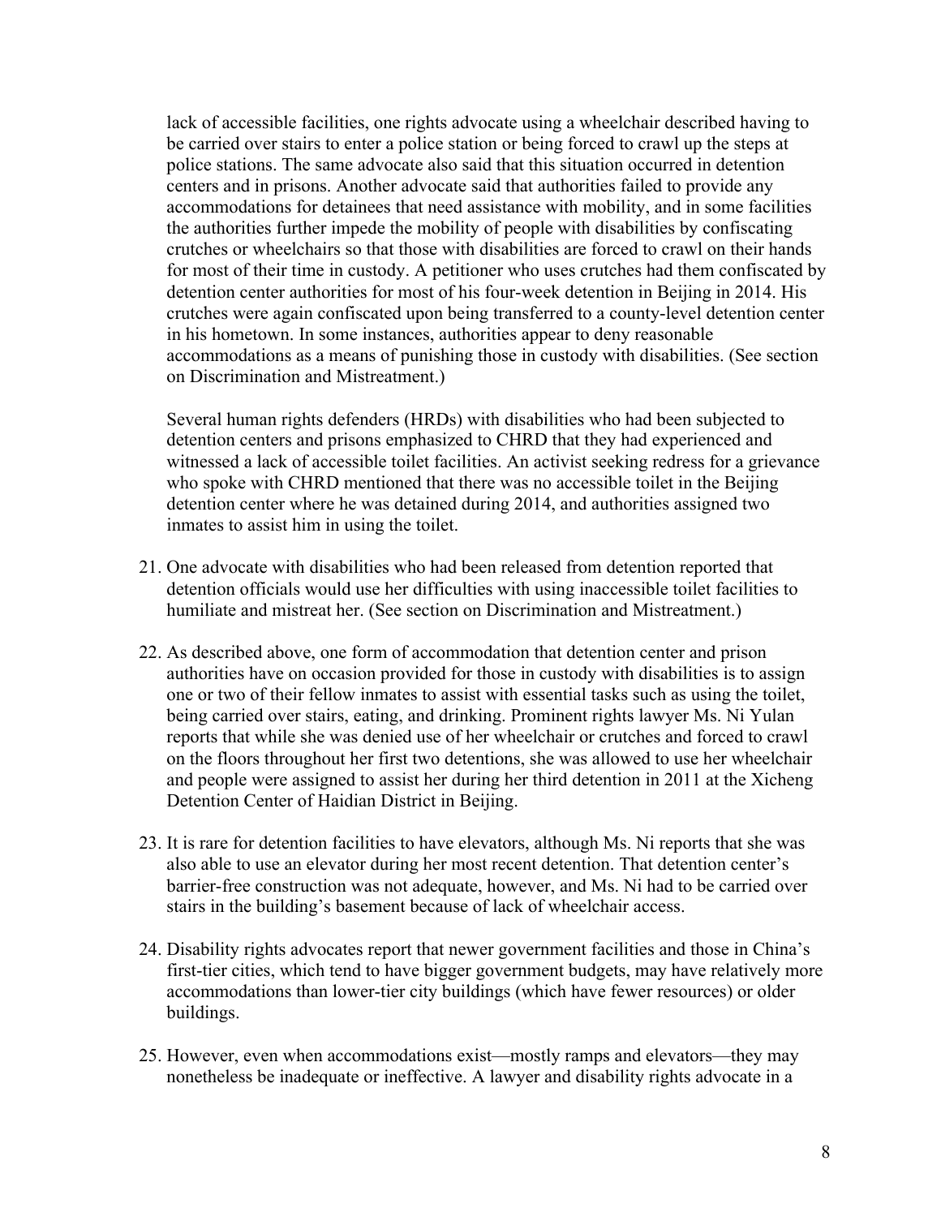lack of accessible facilities, one rights advocate using a wheelchair described having to be carried over stairs to enter a police station or being forced to crawl up the steps at police stations. The same advocate also said that this situation occurred in detention centers and in prisons. Another advocate said that authorities failed to provide any accommodations for detainees that need assistance with mobility, and in some facilities the authorities further impede the mobility of people with disabilities by confiscating crutches or wheelchairs so that those with disabilities are forced to crawl on their hands for most of their time in custody. A petitioner who uses crutches had them confiscated by detention center authorities for most of his four-week detention in Beijing in 2014. His crutches were again confiscated upon being transferred to a county-level detention center in his hometown. In some instances, authorities appear to deny reasonable accommodations as a means of punishing those in custody with disabilities. (See section on Discrimination and Mistreatment.)

Several human rights defenders (HRDs) with disabilities who had been subjected to detention centers and prisons emphasized to CHRD that they had experienced and witnessed a lack of accessible toilet facilities. An activist seeking redress for a grievance who spoke with CHRD mentioned that there was no accessible toilet in the Beijing detention center where he was detained during 2014, and authorities assigned two inmates to assist him in using the toilet.

21. One advocate with disabilities who had been released from detention reported that detention officials would use her difficulties with using inaccessible toilet facilities to humiliate and mistreat her. (See section on Discrimination and Mistreatment.)

22. As described above, one form of accommodation that detention center and prison authorities have on occasion provided for those in custody with disabilities is to assign one or two of their fellow inmates to assist with essential tasks such as using the toilet, being carried over stairs, eating, and drinking. Prominent rights lawyer Ms. Ni Yulan reports that while she was denied use of her wheelchair or crutches and forced to crawl on the floors throughout her first two detentions, she was allowed to use her wheelchair and people were assigned to assist her during her third detention in 2011 at the Xicheng Detention Center of Haidian District in Beijing.

23. It is rare for detention facilities to have elevators, although Ms. Ni reports that she was also able to use an elevator during her most recent detention. That detention center's barrier-free construction was not adequate, however, and Ms. Ni had to be carried over stairs in the building's basement because of lack of wheelchair access.

24. Disability rights advocates report that newer government facilities and those in China's first-tier cities, which tend to have bigger government budgets, may have relatively more accommodations than lower-tier city buildings (which have fewer resources) or older buildings.

25. However, even when accommodations exist—mostly ramps and elevators—they may nonetheless be inadequate or ineffective. A lawyer and disability rights advocate in a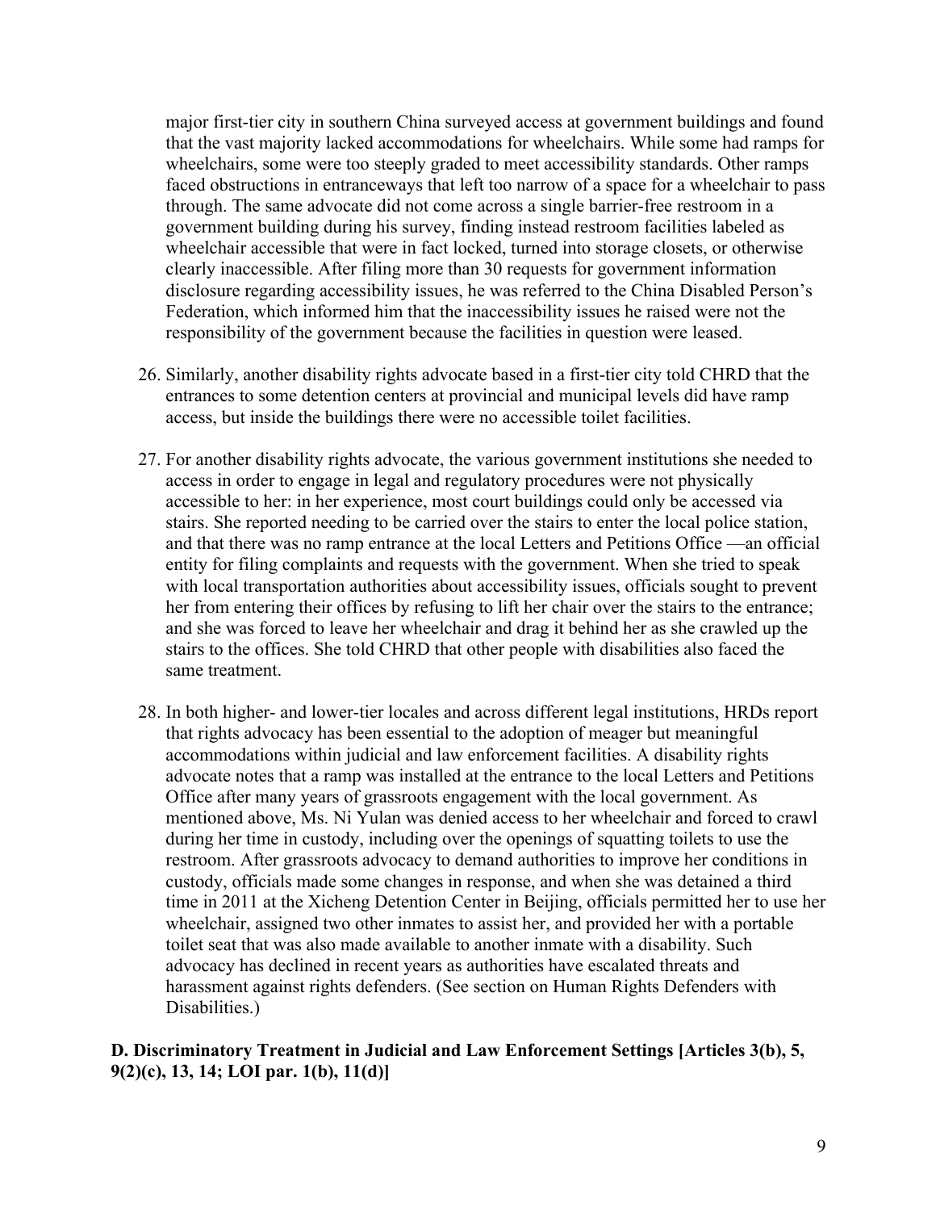major first-tier city in southern China surveyed access at government buildings and found that the vast majority lacked accommodations for wheelchairs. While some had ramps for wheelchairs, some were too steeply graded to meet accessibility standards. Other ramps faced obstructions in entranceways that left too narrow of a space for a wheelchair to pass through. The same advocate did not come across a single barrier-free restroom in a government building during his survey, finding instead restroom facilities labeled as wheelchair accessible that were in fact locked, turned into storage closets, or otherwise clearly inaccessible. After filing more than 30 requests for government information disclosure regarding accessibility issues, he was referred to the China Disabled Person's Federation, which informed him that the inaccessibility issues he raised were not the responsibility of the government because the facilities in question were leased.

26. Similarly, another disability rights advocate based in a first-tier city told CHRD that the entrances to some detention centers at provincial and municipal levels did have ramp access, but inside the buildings there were no accessible toilet facilities.

27. For another disability rights advocate, the various government institutions she needed to access in order to engage in legal and regulatory procedures were not physically accessible to her: in her experience, most court buildings could only be accessed via stairs. She reported needing to be carried over the stairs to enter the local police station, and that there was no ramp entrance at the local Letters and Petitions Office —an official entity for filing complaints and requests with the government. When she tried to speak with local transportation authorities about accessibility issues, officials sought to prevent her from entering their offices by refusing to lift her chair over the stairs to the entrance; and she was forced to leave her wheelchair and drag it behind her as she crawled up the stairs to the offices. She told CHRD that other people with disabilities also faced the same treatment.

28. In both higher- and lower-tier locales and across different legal institutions, HRDs report that rights advocacy has been essential to the adoption of meager but meaningful accommodations within judicial and law enforcement facilities. A disability rights advocate notes that a ramp was installed at the entrance to the local Letters and Petitions Office after many years of grassroots engagement with the local government. As mentioned above, Ms. Ni Yulan was denied access to her wheelchair and forced to crawl during her time in custody, including over the openings of squatting toilets to use the restroom. After grassroots advocacy to demand authorities to improve her conditions in custody, officials made some changes in response, and when she was detained a third time in 2011 at the Xicheng Detention Center in Beijing, officials permitted her to use her wheelchair, assigned two other inmates to assist her, and provided her with a portable toilet seat that was also made available to another inmate with a disability. Such advocacy has declined in recent years as authorities have escalated threats and harassment against rights defenders. (See section on Human Rights Defenders with Disabilities.)

**D. Discriminatory Treatment in Judicial and Law Enforcement Settings [Articles 3(b), 5, 9(2)(c), 13, 14; LOI par. 1(b), 11(d)]**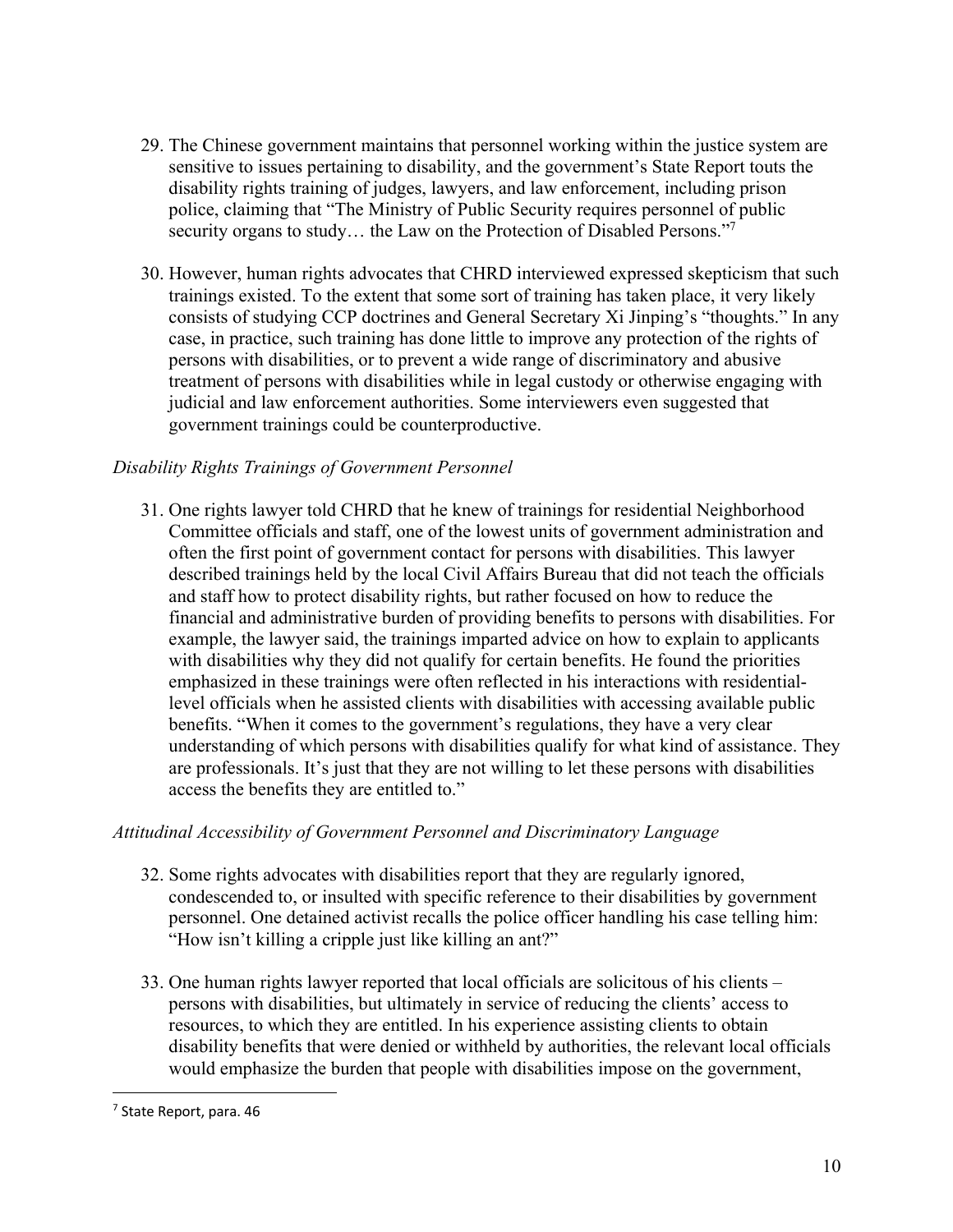29. The Chinese government maintains that personnel working within the justice system are sensitive to issues pertaining to disability, and the government's State Report touts the disability rights training of judges, lawyers, and law enforcement, including prison police, claiming that "The Ministry of Public Security requires personnel of public security organs to study… the Law on the Protection of Disabled Persons."[7]

30. However, human rights advocates that CHRD interviewed expressed skepticism that such trainings existed. To the extent that some sort of training has taken place, it very likely consists of studying CCP doctrines and General Secretary Xi Jinping's "thoughts." In any case, in practice, such training has done little to improve any protection of the rights of persons with disabilities, or to prevent a wide range of discriminatory and abusive treatment of persons with disabilities while in legal custody or otherwise engaging with judicial and law enforcement authorities. Some interviewers even suggested that government trainings could be counterproductive.

*Disability Rights Trainings of Government Personnel*

31. One rights lawyer told CHRD that he knew of trainings for residential Neighborhood Committee officials and staff, one of the lowest units of government administration and often the first point of government contact for persons with disabilities. This lawyer described trainings held by the local Civil Affairs Bureau that did not teach the officials and staff how to protect disability rights, but rather focused on how to reduce the financial and administrative burden of providing benefits to persons with disabilities. For example, the lawyer said, the trainings imparted advice on how to explain to applicants with disabilities why they did not qualify for certain benefits. He found the priorities emphasized in these trainings were often reflected in his interactions with residential-level officials when he assisted clients with disabilities with accessing available public benefits. "When it comes to the government's regulations, they have a very clear understanding of which persons with disabilities qualify for what kind of assistance. They are professionals. It's just that they are not willing to let these persons with disabilities access the benefits they are entitled to."

*Attitudinal Accessibility of Government Personnel and Discriminatory Language*

32. Some rights advocates with disabilities report that they are regularly ignored, condescended to, or insulted with specific reference to their disabilities by government personnel. One detained activist recalls the police officer handling his case telling him: "How isn't killing a cripple just like killing an ant?"

33. One human rights lawyer reported that local officials are solicitous of his clients – persons with disabilities, but ultimately in service of reducing the clients' access to resources, to which they are entitled. In his experience assisting clients to obtain disability benefits that were denied or withheld by authorities, the relevant local officials would emphasize the burden that people with disabilities impose on the government,

[7] State Report, para. 46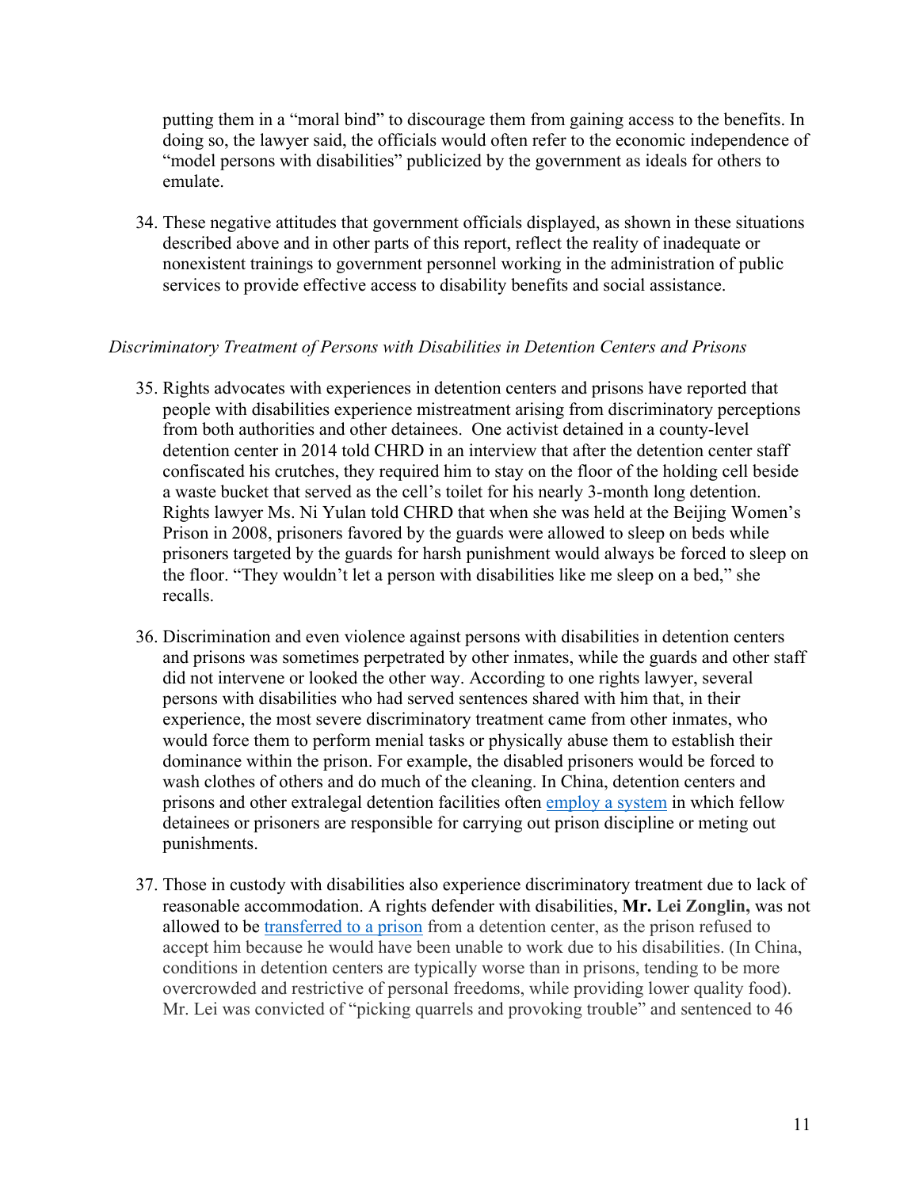putting them in a "moral bind" to discourage them from gaining access to the benefits. In doing so, the lawyer said, the officials would often refer to the economic independence of "model persons with disabilities" publicized by the government as ideals for others to emulate.

34. These negative attitudes that government officials displayed, as shown in these situations described above and in other parts of this report, reflect the reality of inadequate or nonexistent trainings to government personnel working in the administration of public services to provide effective access to disability benefits and social assistance.

*Discriminatory Treatment of Persons with Disabilities in Detention Centers and Prisons*

35. Rights advocates with experiences in detention centers and prisons have reported that people with disabilities experience mistreatment arising from discriminatory perceptions from both authorities and other detainees. One activist detained in a county-level detention center in 2014 told CHRD in an interview that after the detention center staff confiscated his crutches, they required him to stay on the floor of the holding cell beside a waste bucket that served as the cell's toilet for his nearly 3-month long detention. Rights lawyer Ms. Ni Yulan told CHRD that when she was held at the Beijing Women's Prison in 2008, prisoners favored by the guards were allowed to sleep on beds while prisoners targeted by the guards for harsh punishment would always be forced to sleep on the floor. "They wouldn't let a person with disabilities like me sleep on a bed," she recalls.

36. Discrimination and even violence against persons with disabilities in detention centers and prisons was sometimes perpetrated by other inmates, while the guards and other staff did not intervene or looked the other way. According to one rights lawyer, several persons with disabilities who had served sentences shared with him that, in their experience, the most severe discriminatory treatment came from other inmates, who would force them to perform menial tasks or physically abuse them to establish their dominance within the prison. For example, the disabled prisoners would be forced to wash clothes of others and do much of the cleaning. In China, detention centers and prisons and other extralegal detention facilities often employ a system in which fellow detainees or prisoners are responsible for carrying out prison discipline or meting out punishments.

37. Those in custody with disabilities also experience discriminatory treatment due to lack of reasonable accommodation. A rights defender with disabilities, **Mr. Lei Zonglin,** was not allowed to be transferred to a prison from a detention center, as the prison refused to accept him because he would have been unable to work due to his disabilities. (In China, conditions in detention centers are typically worse than in prisons, tending to be more overcrowded and restrictive of personal freedoms, while providing lower quality food). Mr. Lei was convicted of "picking quarrels and provoking trouble" and sentenced to 46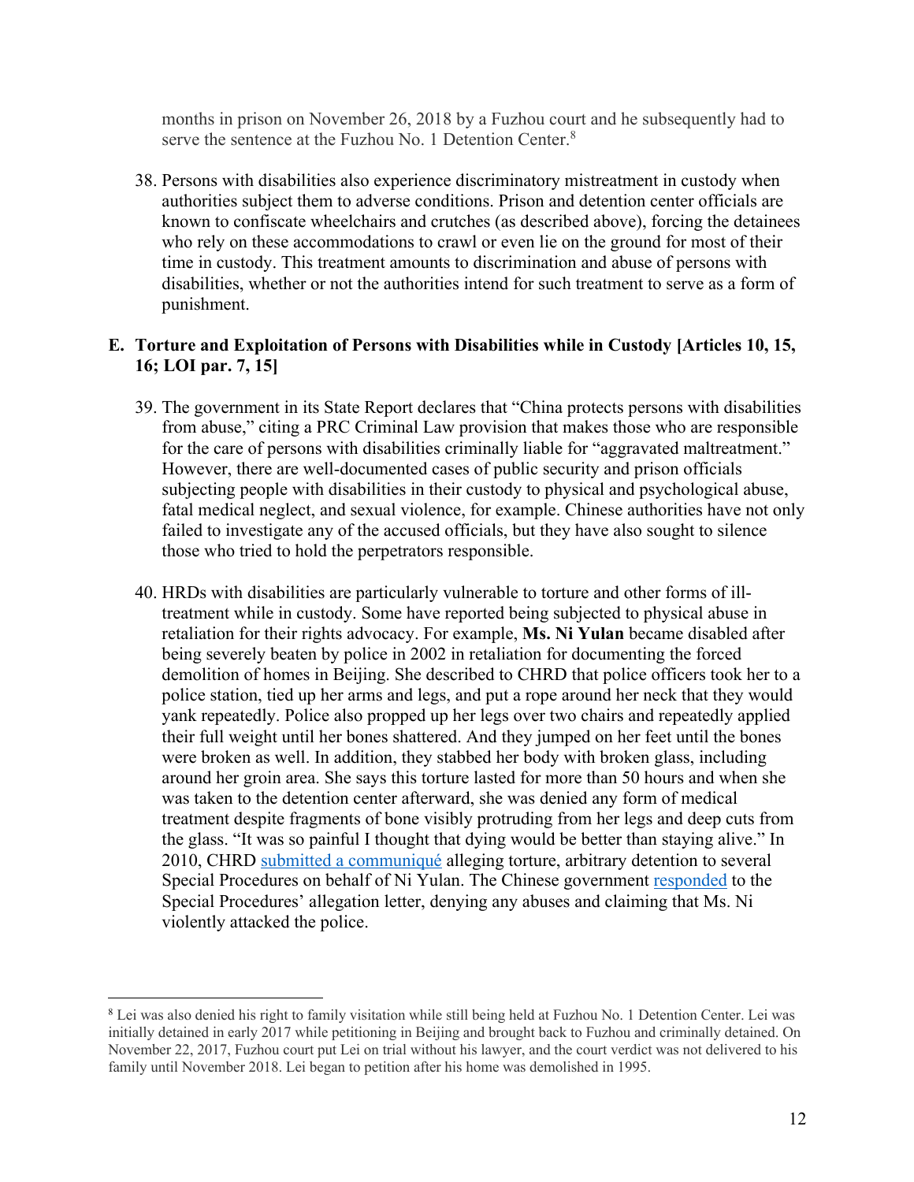months in prison on November 26, 2018 by a Fuzhou court and he subsequently had to serve the sentence at the Fuzhou No. 1 Detention Center.[8]

38. Persons with disabilities also experience discriminatory mistreatment in custody when authorities subject them to adverse conditions. Prison and detention center officials are known to confiscate wheelchairs and crutches (as described above), forcing the detainees who rely on these accommodations to crawl or even lie on the ground for most of their time in custody. This treatment amounts to discrimination and abuse of persons with disabilities, whether or not the authorities intend for such treatment to serve as a form of punishment.

## E. Torture and Exploitation of Persons with Disabilities while in Custody [Articles 10, 15, 16; LOI par. 7, 15]

39. The government in its State Report declares that "China protects persons with disabilities from abuse," citing a PRC Criminal Law provision that makes those who are responsible for the care of persons with disabilities criminally liable for "aggravated maltreatment." However, there are well-documented cases of public security and prison officials subjecting people with disabilities in their custody to physical and psychological abuse, fatal medical neglect, and sexual violence, for example. Chinese authorities have not only failed to investigate any of the accused officials, but they have also sought to silence those who tried to hold the perpetrators responsible.

40. HRDs with disabilities are particularly vulnerable to torture and other forms of ill-treatment while in custody. Some have reported being subjected to physical abuse in retaliation for their rights advocacy. For example, **Ms. Ni Yulan** became disabled after being severely beaten by police in 2002 in retaliation for documenting the forced demolition of homes in Beijing. She described to CHRD that police officers took her to a police station, tied up her arms and legs, and put a rope around her neck that they would yank repeatedly. Police also propped up her legs over two chairs and repeatedly applied their full weight until her bones shattered. And they jumped on her feet until the bones were broken as well. In addition, they stabbed her body with broken glass, including around her groin area. She says this torture lasted for more than 50 hours and when she was taken to the detention center afterward, she was denied any form of medical treatment despite fragments of bone visibly protruding from her legs and deep cuts from the glass. "It was so painful I thought that dying would be better than staying alive." In 2010, CHRD submitted a communiqué alleging torture, arbitrary detention to several Special Procedures on behalf of Ni Yulan. The Chinese government responded to the Special Procedures' allegation letter, denying any abuses and claiming that Ms. Ni violently attacked the police.

---

[8] Lei was also denied his right to family visitation while still being held at Fuzhou No. 1 Detention Center. Lei was initially detained in early 2017 while petitioning in Beijing and brought back to Fuzhou and criminally detained. On November 22, 2017, Fuzhou court put Lei on trial without his lawyer, and the court verdict was not delivered to his family until November 2018. Lei began to petition after his home was demolished in 1995.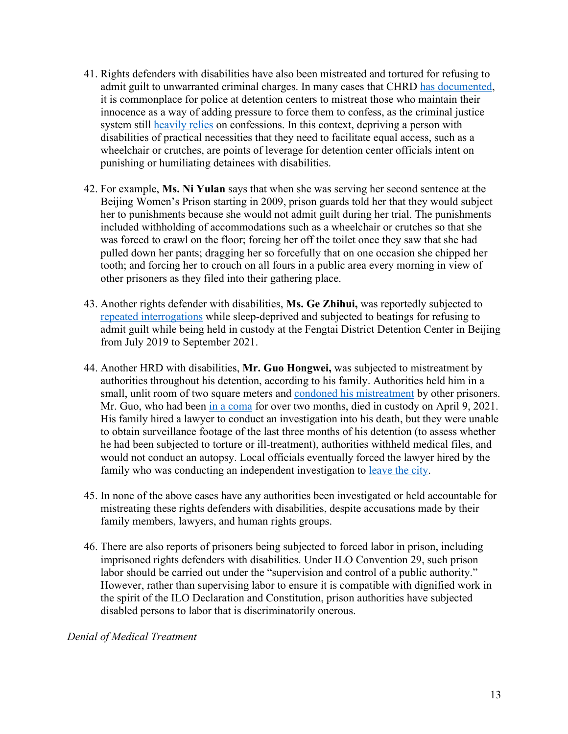41. Rights defenders with disabilities have also been mistreated and tortured for refusing to admit guilt to unwarranted criminal charges. In many cases that CHRD has documented, it is commonplace for police at detention centers to mistreat those who maintain their innocence as a way of adding pressure to force them to confess, as the criminal justice system still heavily relies on confessions. In this context, depriving a person with disabilities of practical necessities that they need to facilitate equal access, such as a wheelchair or crutches, are points of leverage for detention center officials intent on punishing or humiliating detainees with disabilities.

42. For example, **Ms. Ni Yulan** says that when she was serving her second sentence at the Beijing Women's Prison starting in 2009, prison guards told her that they would subject her to punishments because she would not admit guilt during her trial. The punishments included withholding of accommodations such as a wheelchair or crutches so that she was forced to crawl on the floor; forcing her off the toilet once they saw that she had pulled down her pants; dragging her so forcefully that on one occasion she chipped her tooth; and forcing her to crouch on all fours in a public area every morning in view of other prisoners as they filed into their gathering place.

43. Another rights defender with disabilities, **Ms. Ge Zhihui,** was reportedly subjected to repeated interrogations while sleep-deprived and subjected to beatings for refusing to admit guilt while being held in custody at the Fengtai District Detention Center in Beijing from July 2019 to September 2021.

44. Another HRD with disabilities, **Mr. Guo Hongwei,** was subjected to mistreatment by authorities throughout his detention, according to his family. Authorities held him in a small, unlit room of two square meters and condoned his mistreatment by other prisoners. Mr. Guo, who had been in a coma for over two months, died in custody on April 9, 2021. His family hired a lawyer to conduct an investigation into his death, but they were unable to obtain surveillance footage of the last three months of his detention (to assess whether he had been subjected to torture or ill-treatment), authorities withheld medical files, and would not conduct an autopsy. Local officials eventually forced the lawyer hired by the family who was conducting an independent investigation to leave the city.

45. In none of the above cases have any authorities been investigated or held accountable for mistreating these rights defenders with disabilities, despite accusations made by their family members, lawyers, and human rights groups.

46. There are also reports of prisoners being subjected to forced labor in prison, including imprisoned rights defenders with disabilities. Under ILO Convention 29, such prison labor should be carried out under the "supervision and control of a public authority." However, rather than supervising labor to ensure it is compatible with dignified work in the spirit of the ILO Declaration and Constitution, prison authorities have subjected disabled persons to labor that is discriminatorily onerous.

*Denial of Medical Treatment*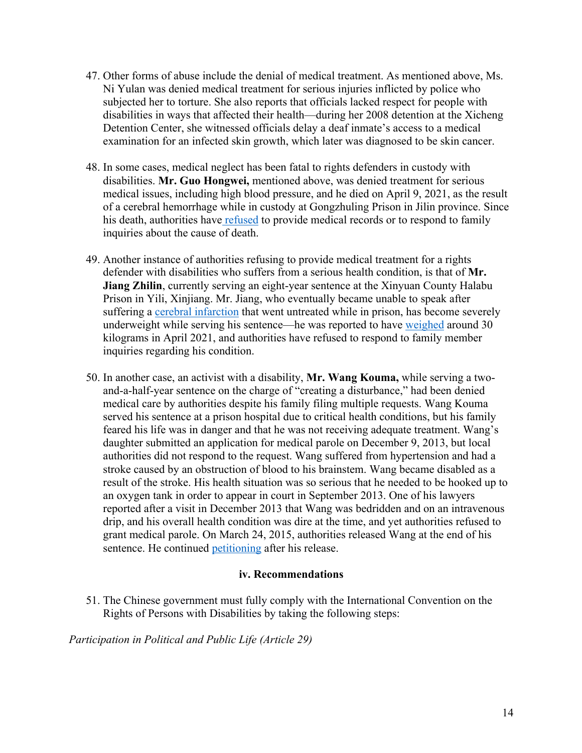47. Other forms of abuse include the denial of medical treatment. As mentioned above, Ms. Ni Yulan was denied medical treatment for serious injuries inflicted by police who subjected her to torture. She also reports that officials lacked respect for people with disabilities in ways that affected their health—during her 2008 detention at the Xicheng Detention Center, she witnessed officials delay a deaf inmate's access to a medical examination for an infected skin growth, which later was diagnosed to be skin cancer.

48. In some cases, medical neglect has been fatal to rights defenders in custody with disabilities. **Mr. Guo Hongwei,** mentioned above, was denied treatment for serious medical issues, including high blood pressure, and he died on April 9, 2021, as the result of a cerebral hemorrhage while in custody at Gongzhuling Prison in Jilin province. Since his death, authorities have refused to provide medical records or to respond to family inquiries about the cause of death.

49. Another instance of authorities refusing to provide medical treatment for a rights defender with disabilities who suffers from a serious health condition, is that of **Mr. Jiang Zhilin**, currently serving an eight-year sentence at the Xinyuan County Halabu Prison in Yili, Xinjiang. Mr. Jiang, who eventually became unable to speak after suffering a cerebral infarction that went untreated while in prison, has become severely underweight while serving his sentence—he was reported to have weighed around 30 kilograms in April 2021, and authorities have refused to respond to family member inquiries regarding his condition.

50. In another case, an activist with a disability, **Mr. Wang Kouma,** while serving a two-and-a-half-year sentence on the charge of "creating a disturbance," had been denied medical care by authorities despite his family filing multiple requests. Wang Kouma served his sentence at a prison hospital due to critical health conditions, but his family feared his life was in danger and that he was not receiving adequate treatment. Wang's daughter submitted an application for medical parole on December 9, 2013, but local authorities did not respond to the request. Wang suffered from hypertension and had a stroke caused by an obstruction of blood to his brainstem. Wang became disabled as a result of the stroke. His health situation was so serious that he needed to be hooked up to an oxygen tank in order to appear in court in September 2013. One of his lawyers reported after a visit in December 2013 that Wang was bedridden and on an intravenous drip, and his overall health condition was dire at the time, and yet authorities refused to grant medical parole. On March 24, 2015, authorities released Wang at the end of his sentence. He continued petitioning after his release.

### iv. Recommendations

51. The Chinese government must fully comply with the International Convention on the Rights of Persons with Disabilities by taking the following steps:

*Participation in Political and Public Life (Article 29)*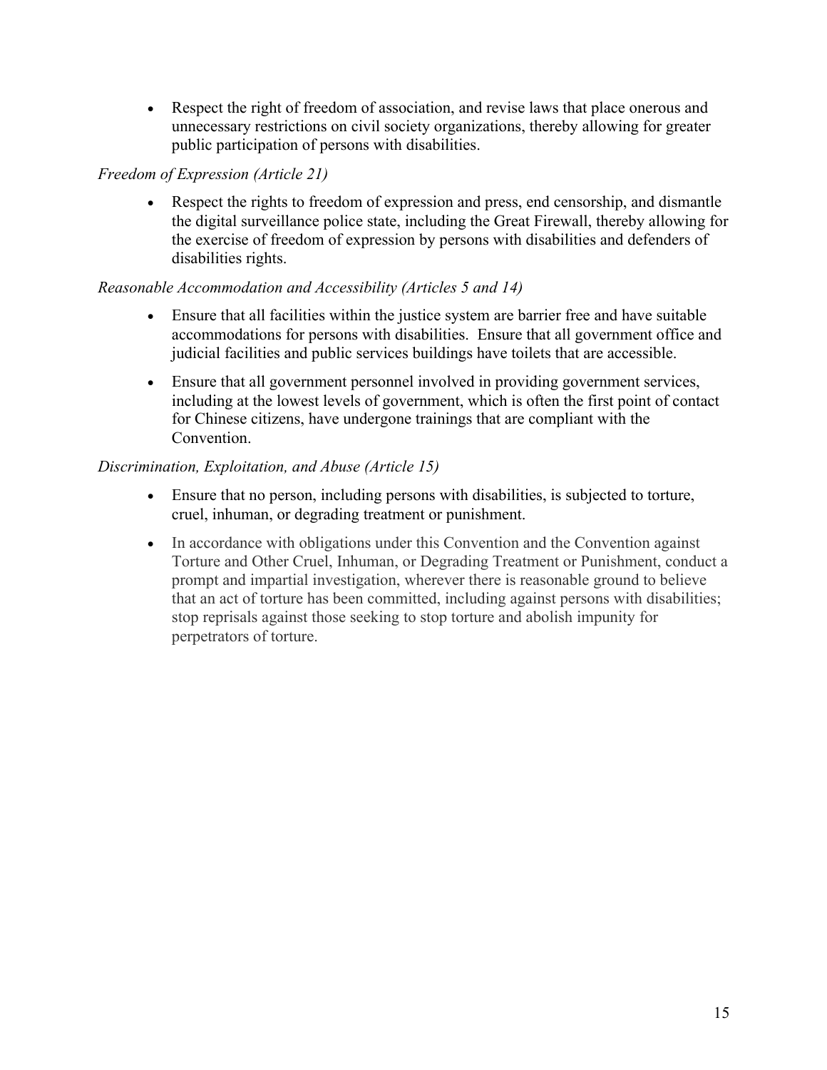- Respect the right of freedom of association, and revise laws that place onerous and unnecessary restrictions on civil society organizations, thereby allowing for greater public participation of persons with disabilities.

*Freedom of Expression (Article 21)*

- Respect the rights to freedom of expression and press, end censorship, and dismantle the digital surveillance police state, including the Great Firewall, thereby allowing for the exercise of freedom of expression by persons with disabilities and defenders of disabilities rights.

*Reasonable Accommodation and Accessibility (Articles 5 and 14)*

- Ensure that all facilities within the justice system are barrier free and have suitable accommodations for persons with disabilities. Ensure that all government office and judicial facilities and public services buildings have toilets that are accessible.
- Ensure that all government personnel involved in providing government services, including at the lowest levels of government, which is often the first point of contact for Chinese citizens, have undergone trainings that are compliant with the Convention.

*Discrimination, Exploitation, and Abuse (Article 15)*

- Ensure that no person, including persons with disabilities, is subjected to torture, cruel, inhuman, or degrading treatment or punishment.
- In accordance with obligations under this Convention and the Convention against Torture and Other Cruel, Inhuman, or Degrading Treatment or Punishment, conduct a prompt and impartial investigation, wherever there is reasonable ground to believe that an act of torture has been committed, including against persons with disabilities; stop reprisals against those seeking to stop torture and abolish impunity for perpetrators of torture.